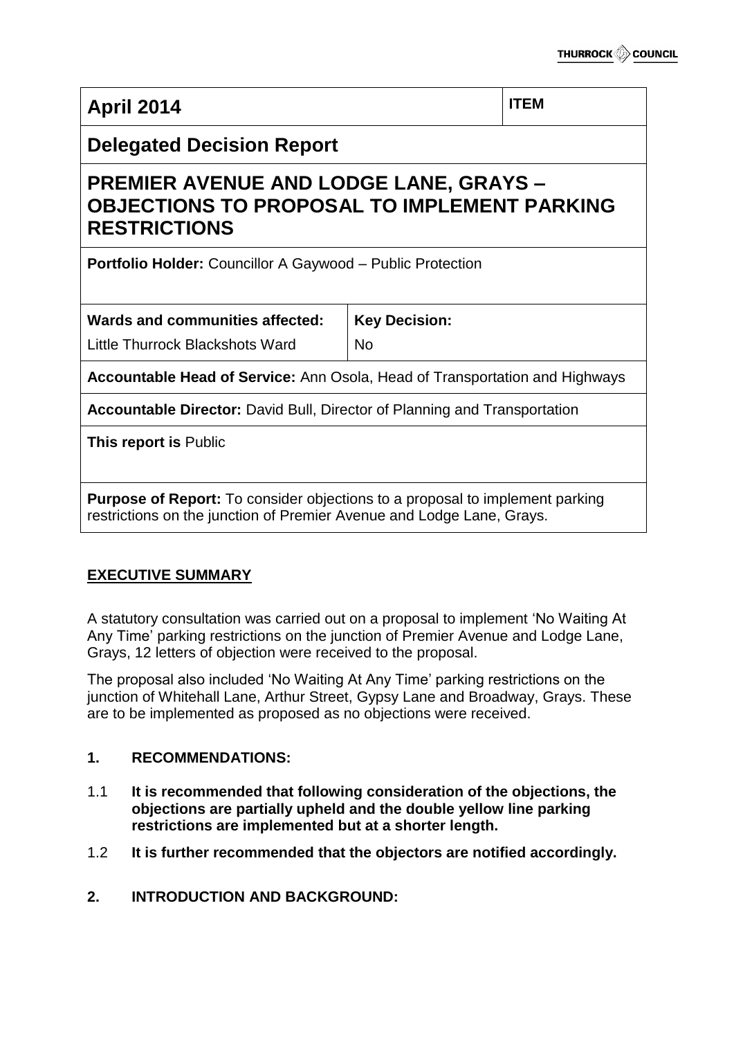| April 2014 | | ITEM |
| --- | --- | --- |
| **Delegated Decision Report** | | |
| **PREMIER AVENUE AND LODGE LANE, GRAYS – OBJECTIONS TO PROPOSAL TO IMPLEMENT PARKING RESTRICTIONS** | | |
| **Portfolio Holder:** Councillor A Gaywood – Public Protection | | |
| **Wards and communities affected:** Little Thurrock Blackshots Ward | **Key Decision:** No | |
| **Accountable Head of Service:** Ann Osola, Head of Transportation and Highways | | |
| **Accountable Director:** David Bull, Director of Planning and Transportation | | |
| **This report is** Public | | |
| **Purpose of Report:** To consider objections to a proposal to implement parking restrictions on the junction of Premier Avenue and Lodge Lane, Grays. | | |

## EXECUTIVE SUMMARY

A statutory consultation was carried out on a proposal to implement 'No Waiting At Any Time' parking restrictions on the junction of Premier Avenue and Lodge Lane, Grays, 12 letters of objection were received to the proposal.

The proposal also included 'No Waiting At Any Time' parking restrictions on the junction of Whitehall Lane, Arthur Street, Gypsy Lane and Broadway, Grays. These are to be implemented as proposed as no objections were received.

## 1. RECOMMENDATIONS:

1.1 **It is recommended that following consideration of the objections, the objections are partially upheld and the double yellow line parking restrictions are implemented but at a shorter length.**

1.2 **It is further recommended that the objectors are notified accordingly.**

## 2. INTRODUCTION AND BACKGROUND: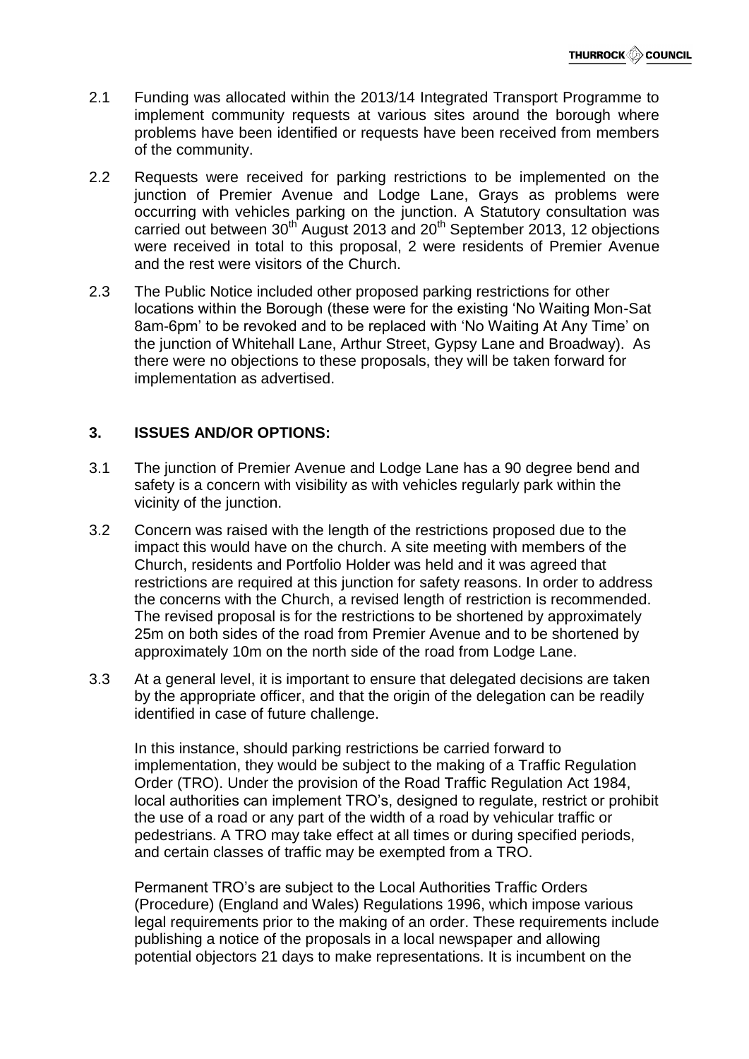2.1 Funding was allocated within the 2013/14 Integrated Transport Programme to implement community requests at various sites around the borough where problems have been identified or requests have been received from members of the community.

2.2 Requests were received for parking restrictions to be implemented on the junction of Premier Avenue and Lodge Lane, Grays as problems were occurring with vehicles parking on the junction. A Statutory consultation was carried out between 30th August 2013 and 20th September 2013, 12 objections were received in total to this proposal, 2 were residents of Premier Avenue and the rest were visitors of the Church.

2.3 The Public Notice included other proposed parking restrictions for other locations within the Borough (these were for the existing 'No Waiting Mon-Sat 8am-6pm' to be revoked and to be replaced with 'No Waiting At Any Time' on the junction of Whitehall Lane, Arthur Street, Gypsy Lane and Broadway). As there were no objections to these proposals, they will be taken forward for implementation as advertised.

## 3. ISSUES AND/OR OPTIONS:

3.1 The junction of Premier Avenue and Lodge Lane has a 90 degree bend and safety is a concern with visibility as with vehicles regularly park within the vicinity of the junction.

3.2 Concern was raised with the length of the restrictions proposed due to the impact this would have on the church. A site meeting with members of the Church, residents and Portfolio Holder was held and it was agreed that restrictions are required at this junction for safety reasons. In order to address the concerns with the Church, a revised length of restriction is recommended. The revised proposal is for the restrictions to be shortened by approximately 25m on both sides of the road from Premier Avenue and to be shortened by approximately 10m on the north side of the road from Lodge Lane.

3.3 At a general level, it is important to ensure that delegated decisions are taken by the appropriate officer, and that the origin of the delegation can be readily identified in case of future challenge.

In this instance, should parking restrictions be carried forward to implementation, they would be subject to the making of a Traffic Regulation Order (TRO). Under the provision of the Road Traffic Regulation Act 1984, local authorities can implement TRO's, designed to regulate, restrict or prohibit the use of a road or any part of the width of a road by vehicular traffic or pedestrians. A TRO may take effect at all times or during specified periods, and certain classes of traffic may be exempted from a TRO.

Permanent TRO's are subject to the Local Authorities Traffic Orders (Procedure) (England and Wales) Regulations 1996, which impose various legal requirements prior to the making of an order. These requirements include publishing a notice of the proposals in a local newspaper and allowing potential objectors 21 days to make representations. It is incumbent on the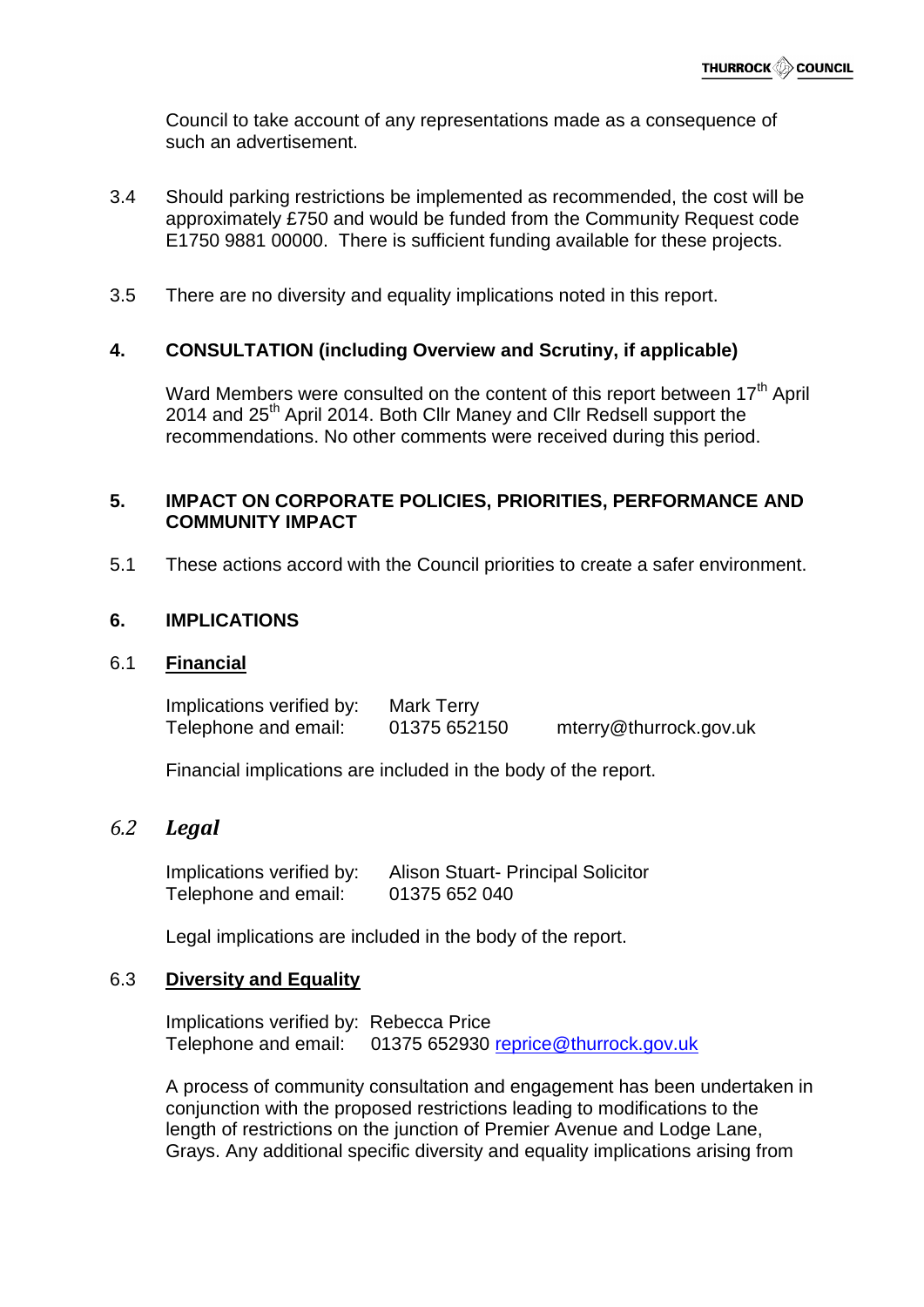Council to take account of any representations made as a consequence of such an advertisement.

3.4 Should parking restrictions be implemented as recommended, the cost will be approximately £750 and would be funded from the Community Request code E1750 9881 00000. There is sufficient funding available for these projects.

3.5 There are no diversity and equality implications noted in this report.

## 4. CONSULTATION (including Overview and Scrutiny, if applicable)

Ward Members were consulted on the content of this report between 17th April 2014 and 25th April 2014. Both Cllr Maney and Cllr Redsell support the recommendations. No other comments were received during this period.

## 5. IMPACT ON CORPORATE POLICIES, PRIORITIES, PERFORMANCE AND COMMUNITY IMPACT

5.1 These actions accord with the Council priorities to create a safer environment.

## 6. IMPLICATIONS

### 6.1 Financial

Implications verified by: Mark Terry
Telephone and email: 01375 652150 mterry@thurrock.gov.uk

Financial implications are included in the body of the report.

### *6.2 Legal*

Implications verified by: Alison Stuart- Principal Solicitor
Telephone and email: 01375 652 040

Legal implications are included in the body of the report.

### 6.3 Diversity and Equality

Implications verified by: Rebecca Price
Telephone and email: 01375 652930 reprice@thurrock.gov.uk

A process of community consultation and engagement has been undertaken in conjunction with the proposed restrictions leading to modifications to the length of restrictions on the junction of Premier Avenue and Lodge Lane, Grays. Any additional specific diversity and equality implications arising from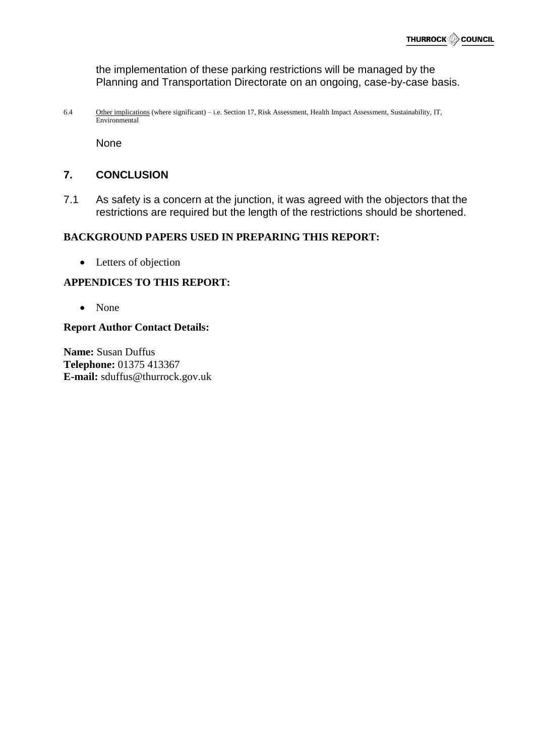the implementation of these parking restrictions will be managed by the Planning and Transportation Directorate on an ongoing, case-by-case basis.

6.4 Other implications (where significant) – i.e. Section 17, Risk Assessment, Health Impact Assessment, Sustainability, IT, Environmental

None

## 7. CONCLUSION

7.1 As safety is a concern at the junction, it was agreed with the objectors that the restrictions are required but the length of the restrictions should be shortened.

**BACKGROUND PAPERS USED IN PREPARING THIS REPORT:**

- Letters of objection

**APPENDICES TO THIS REPORT:**

- None

**Report Author Contact Details:**

**Name:** Susan Duffus
**Telephone:** 01375 413367
**E-mail:** sduffus@thurrock.gov.uk